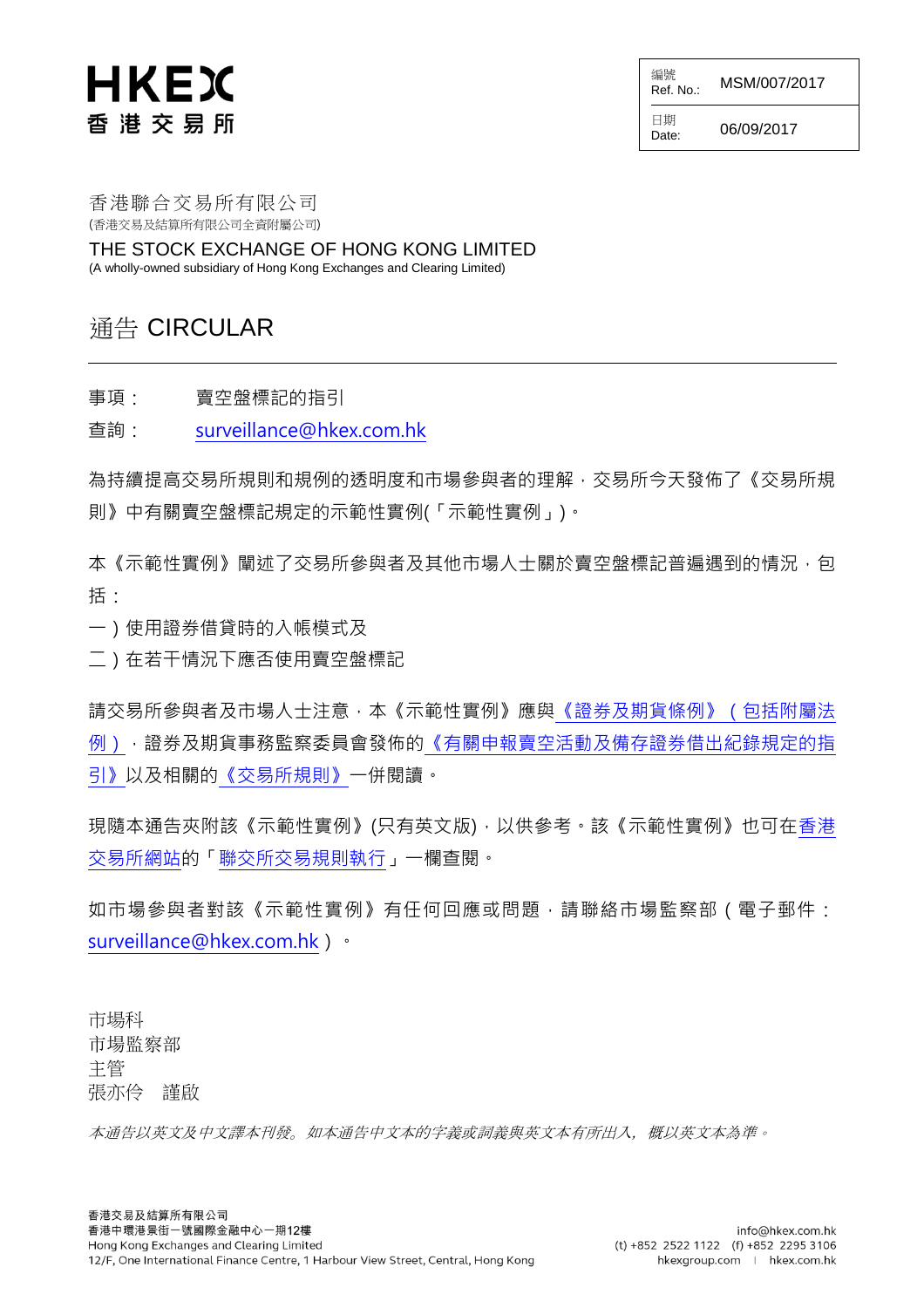HKEX
香 港 交 易 所

| 編號 Ref. No.: | MSM/007/2017 |
| --- | --- |
| 日期 Date: | 06/09/2017 |

香港聯合交易所有限公司
(香港交易及結算所有限公司全資附屬公司)

THE STOCK EXCHANGE OF HONG KONG LIMITED
(A wholly-owned subsidiary of Hong Kong Exchanges and Clearing Limited)

# 通告 CIRCULAR

事項： 賣空盤標記的指引

查詢： surveillance@hkex.com.hk

為持續提高交易所規則和規例的透明度和市場參與者的理解，交易所今天發佈了《交易所規則》中有關賣空盤標記規定的示範性實例(「示範性實例」)。

本《示範性實例》闡述了交易所參與者及其他市場人士關於賣空盤標記普遍遇到的情況，包括：

一）使用證券借貸時的入帳模式及
二）在若干情況下應否使用賣空盤標記

請交易所參與者及市場人士注意，本《示範性實例》應與《證券及期貨條例》（包括附屬法例），證券及期貨事務監察委員會發佈的《有關申報賣空活動及備存證券借出紀錄規定的指引》以及相關的《交易所規則》一併閱讀。

現隨本通告夾附該《示範性實例》(只有英文版)，以供參考。該《示範性實例》也可在香港交易所網站的「聯交所交易規則執行」一欄查閱。

如市場參與者對該《示範性實例》有任何回應或問題，請聯絡市場監察部（電子郵件：surveillance@hkex.com.hk）。

市場科
市場監察部
主管
張亦伶 謹啟

*本通告以英文及中文譯本刊發。如本通告中文本的字義或詞義與英文本有所出入，概以英文本為準。*

香港交易及結算所有限公司
香港中環港景街一號國際金融中心一期12樓
Hong Kong Exchanges and Clearing Limited
12/F, One International Finance Centre, 1 Harbour View Street, Central, Hong Kong

info@hkex.com.hk
(t) +852 2522 1122 (f) +852 2295 3106
hkexgroup.com | hkex.com.hk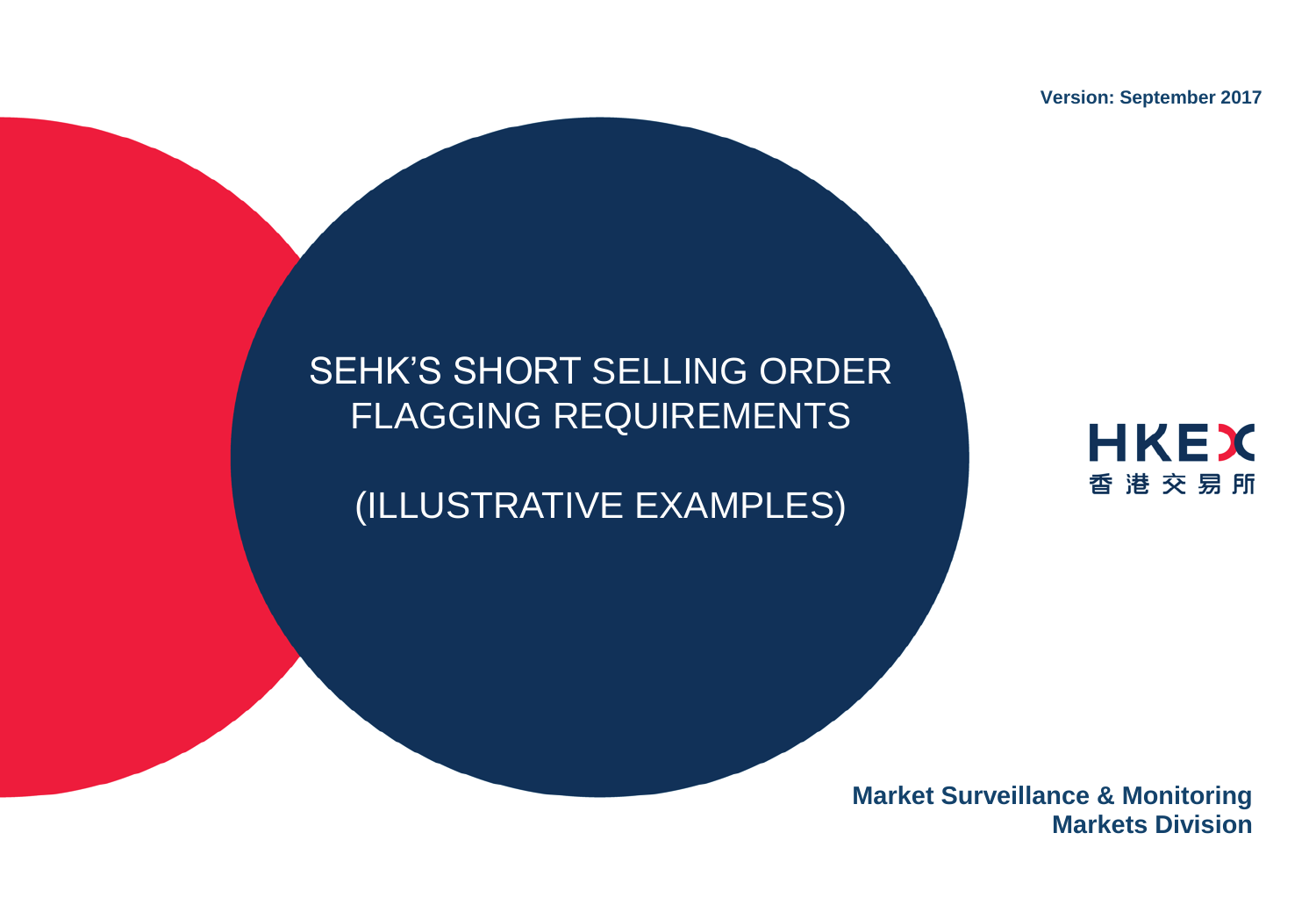Version: September 2017

# SEHK'S SHORT SELLING ORDER FLAGGING REQUIREMENTS

## (ILLUSTRATIVE EXAMPLES)

HKEX

香港交易所

**Market Surveillance & Monitoring**
**Markets Division**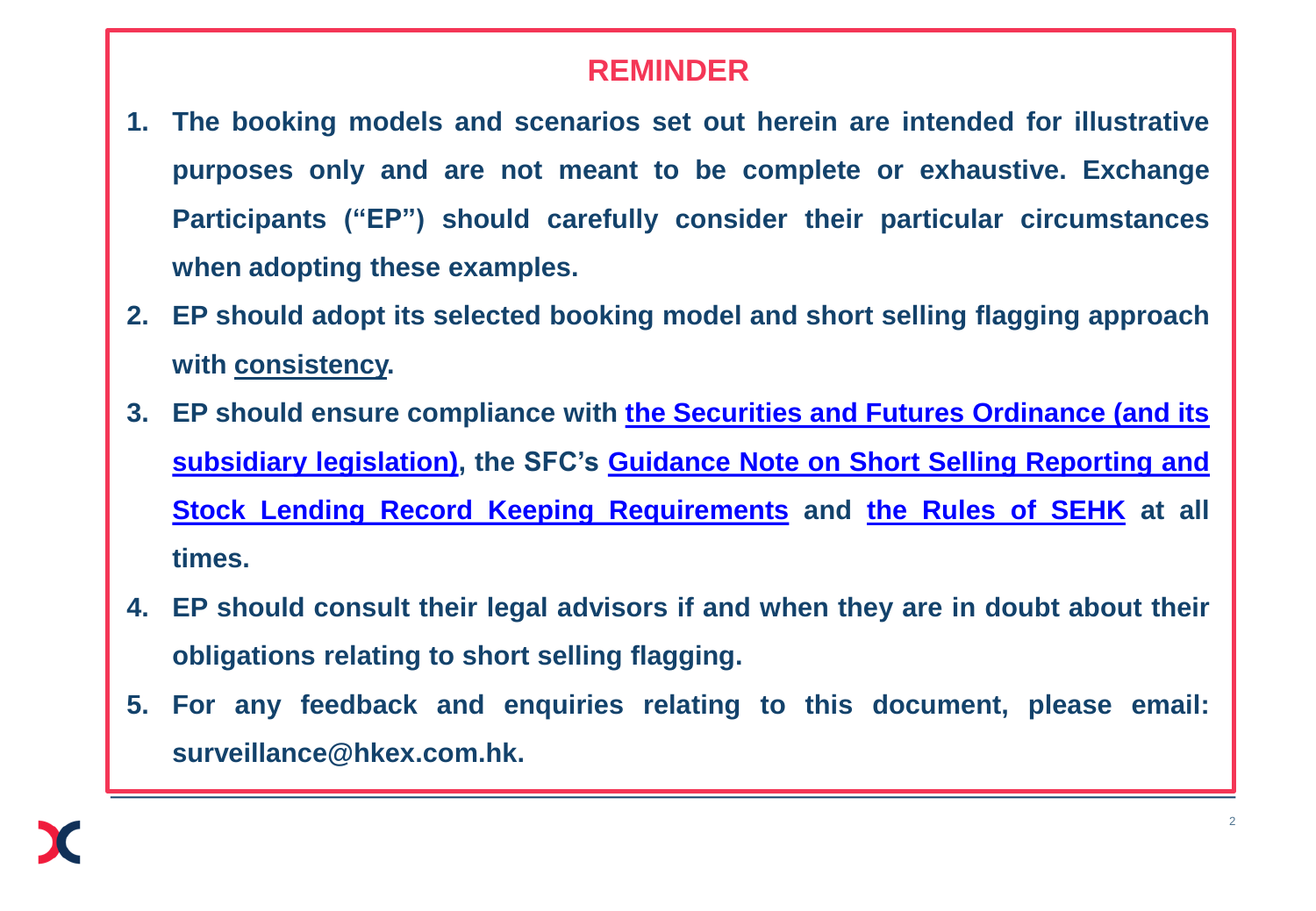# REMINDER

1. **The booking models and scenarios set out herein are intended for illustrative purposes only and are not meant to be complete or exhaustive. Exchange Participants ("EP") should carefully consider their particular circumstances when adopting these examples.**
2. **EP should adopt its selected booking model and short selling flagging approach with consistency.**
3. **EP should ensure compliance with the Securities and Futures Ordinance (and its subsidiary legislation), the SFC's Guidance Note on Short Selling Reporting and Stock Lending Record Keeping Requirements and the Rules of SEHK at all times.**
4. **EP should consult their legal advisors if and when they are in doubt about their obligations relating to short selling flagging.**
5. **For any feedback and enquiries relating to this document, please email: surveillance@hkex.com.hk.**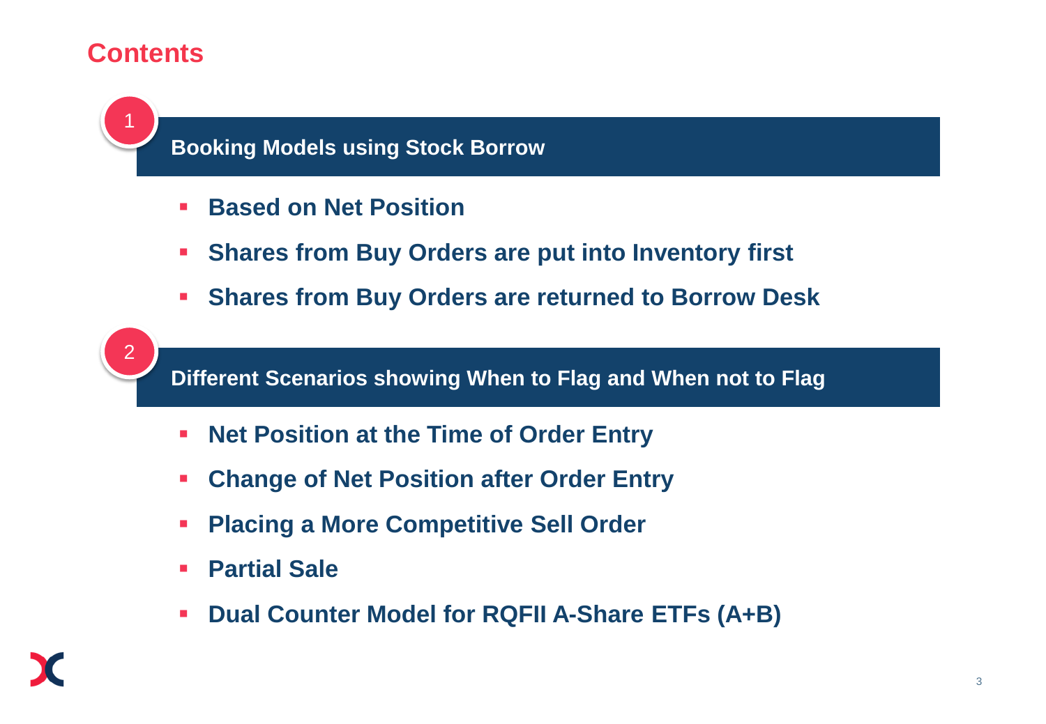# Contents

## 1 Booking Models using Stock Borrow

- **Based on Net Position**
- **Shares from Buy Orders are put into Inventory first**
- **Shares from Buy Orders are returned to Borrow Desk**

## 2 Different Scenarios showing When to Flag and When not to Flag

- **Net Position at the Time of Order Entry**
- **Change of Net Position after Order Entry**
- **Placing a More Competitive Sell Order**
- **Partial Sale**
- **Dual Counter Model for RQFII A-Share ETFs (A+B)**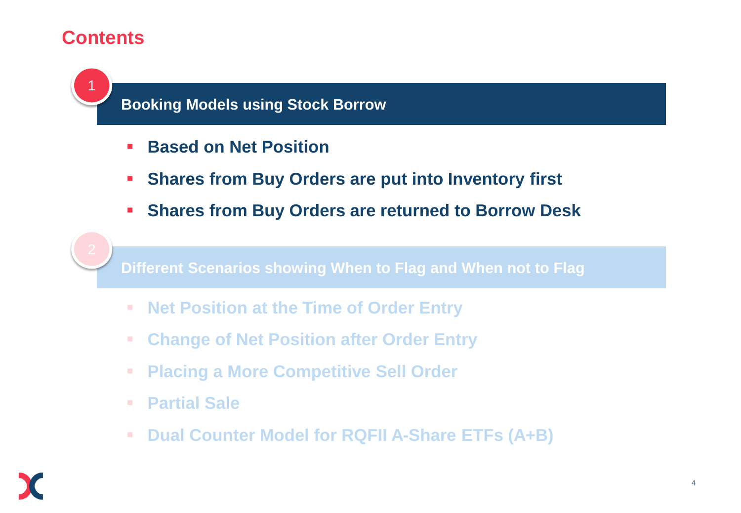## Contents

### 1 Booking Models using Stock Borrow

- **Based on Net Position**
- **Shares from Buy Orders are put into Inventory first**
- **Shares from Buy Orders are returned to Borrow Desk**

### 2 Different Scenarios showing When to Flag and When not to Flag

- **Net Position at the Time of Order Entry**
- **Change of Net Position after Order Entry**
- **Placing a More Competitive Sell Order**
- **Partial Sale**
- **Dual Counter Model for RQFII A-Share ETFs (A+B)**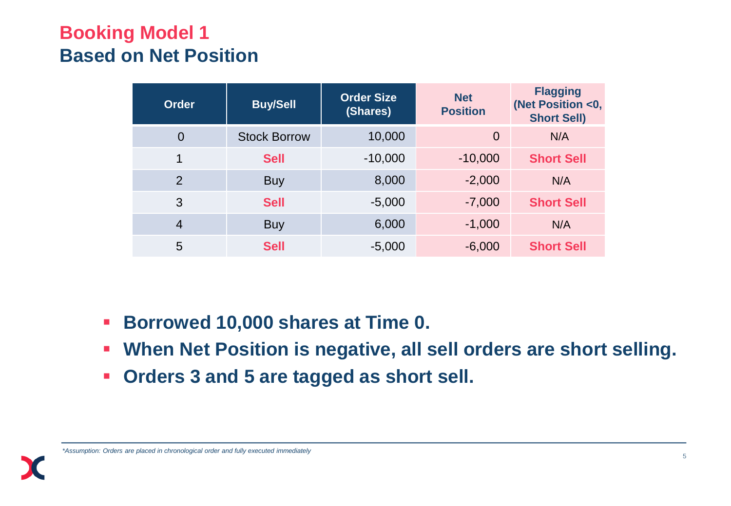# Booking Model 1
## Based on Net Position

| Order | Buy/Sell | Order Size (Shares) | Net Position | Flagging (Net Position <0, Short Sell) |
|---|---|---|---|---|
| 0 | Stock Borrow | 10,000 | 0 | N/A |
| 1 | **Sell** | -10,000 | -10,000 | **Short Sell** |
| 2 | Buy | 8,000 | -2,000 | N/A |
| 3 | **Sell** | -5,000 | -7,000 | **Short Sell** |
| 4 | Buy | 6,000 | -1,000 | N/A |
| 5 | **Sell** | -5,000 | -6,000 | **Short Sell** |

- **Borrowed 10,000 shares at Time 0.**
- **When Net Position is negative, all sell orders are short selling.**
- **Orders 3 and 5 are tagged as short sell.**

*\*Assumption: Orders are placed in chronological order and fully executed immediately*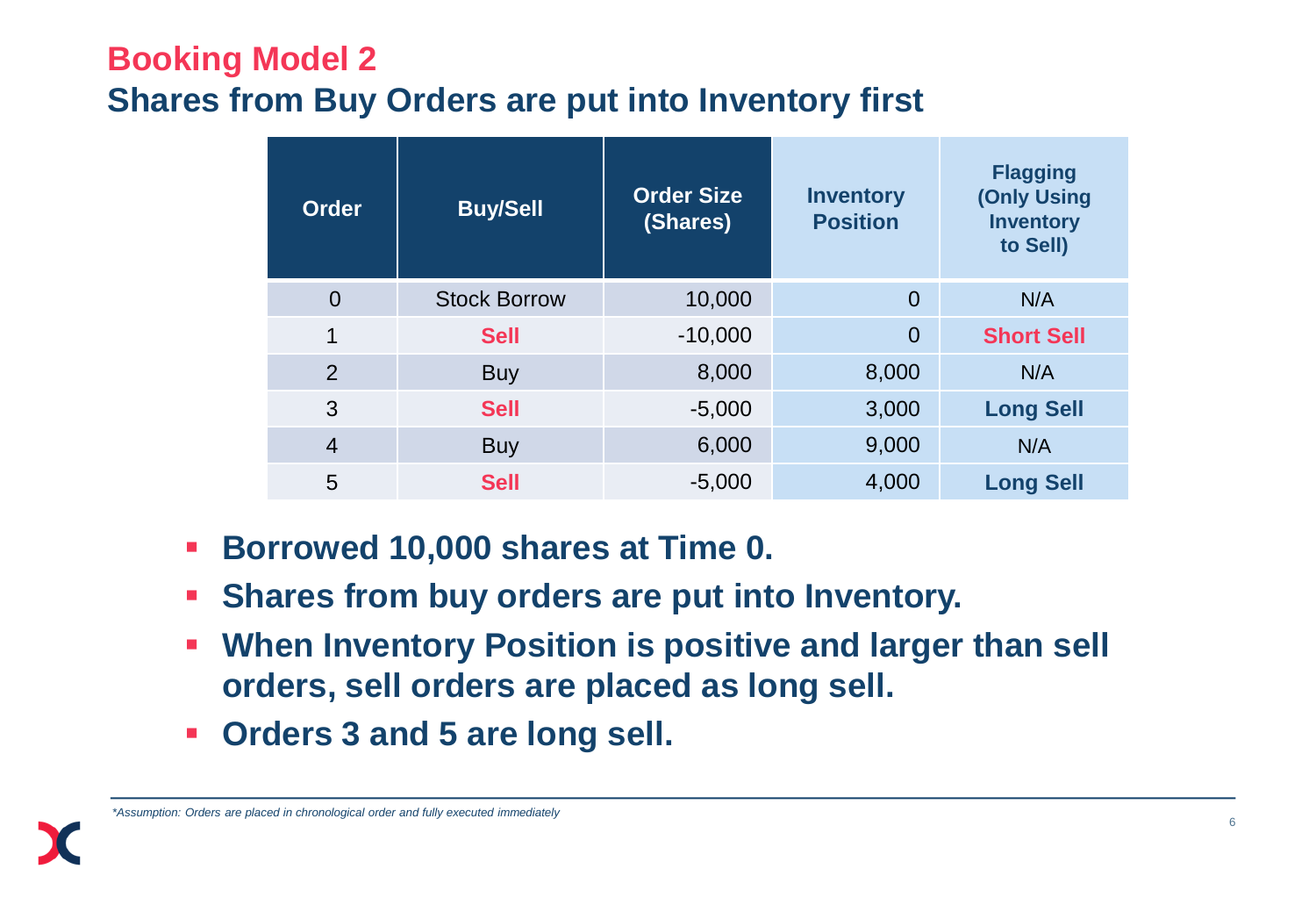# Booking Model 2

## Shares from Buy Orders are put into Inventory first

| Order | Buy/Sell | Order Size (Shares) | Inventory Position | Flagging (Only Using Inventory to Sell) |
|---|---|---|---|---|
| 0 | Stock Borrow | 10,000 | 0 | N/A |
| 1 | **Sell** | -10,000 | 0 | **Short Sell** |
| 2 | Buy | 8,000 | 8,000 | N/A |
| 3 | **Sell** | -5,000 | 3,000 | **Long Sell** |
| 4 | Buy | 6,000 | 9,000 | N/A |
| 5 | **Sell** | -5,000 | 4,000 | **Long Sell** |

- **Borrowed 10,000 shares at Time 0.**
- **Shares from buy orders are put into Inventory.**
- **When Inventory Position is positive and larger than sell orders, sell orders are placed as long sell.**
- **Orders 3 and 5 are long sell.**

*\*Assumption: Orders are placed in chronological order and fully executed immediately*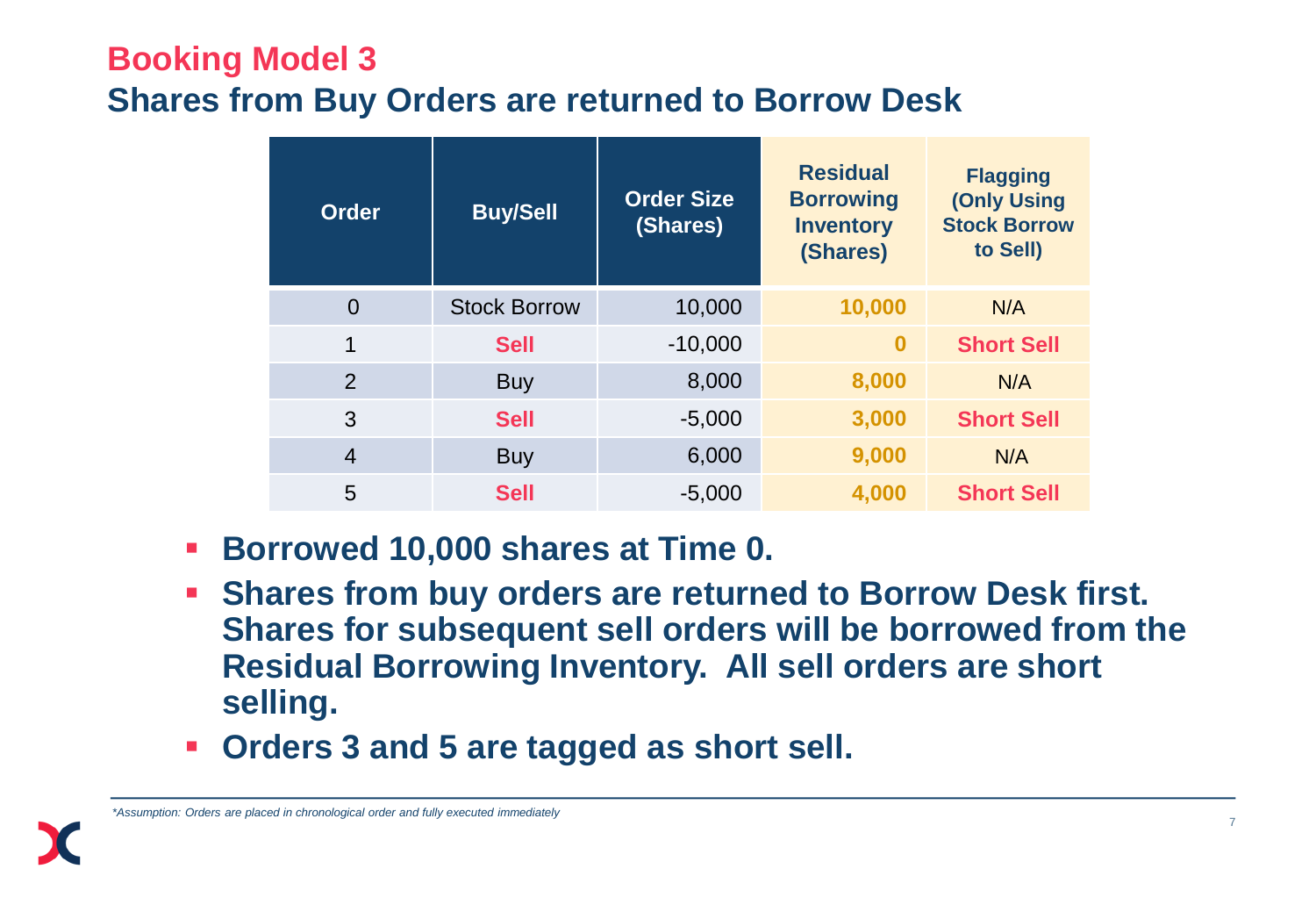## Booking Model 3

### Shares from Buy Orders are returned to Borrow Desk

| Order | Buy/Sell | Order Size (Shares) | Residual Borrowing Inventory (Shares) | Flagging (Only Using Stock Borrow to Sell) |
|---|---|---|---|---|
| 0 | Stock Borrow | 10,000 | 10,000 | N/A |
| 1 | Sell | -10,000 | 0 | Short Sell |
| 2 | Buy | 8,000 | 8,000 | N/A |
| 3 | Sell | -5,000 | 3,000 | Short Sell |
| 4 | Buy | 6,000 | 9,000 | N/A |
| 5 | Sell | -5,000 | 4,000 | Short Sell |

- **Borrowed 10,000 shares at Time 0.**
- **Shares from buy orders are returned to Borrow Desk first. Shares for subsequent sell orders will be borrowed from the Residual Borrowing Inventory. All sell orders are short selling.**
- **Orders 3 and 5 are tagged as short sell.**

*\*Assumption: Orders are placed in chronological order and fully executed immediately*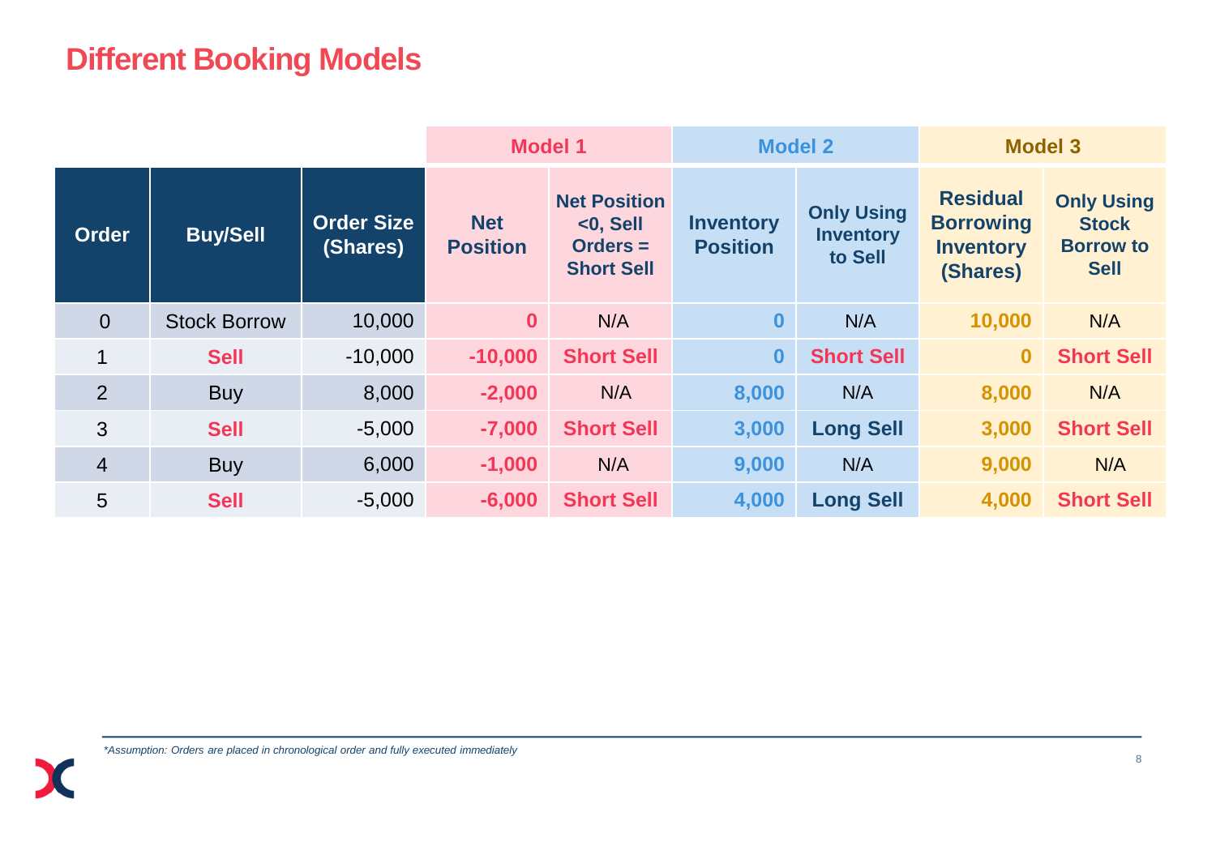# Different Booking Models

| | | | Model 1 | | Model 2 | | Model 3 | |
|---|---|---|---|---|---|---|---|---|
| **Order** | **Buy/Sell** | **Order Size (Shares)** | **Net Position** | **Net Position <0, Sell Orders = Short Sell** | **Inventory Position** | **Only Using Inventory to Sell** | **Residual Borrowing Inventory (Shares)** | **Only Using Stock Borrow to Sell** |
| 0 | Stock Borrow | 10,000 | **0** | N/A | **0** | N/A | **10,000** | N/A |
| 1 | **Sell** | -10,000 | **-10,000** | **Short Sell** | **0** | **Short Sell** | **0** | **Short Sell** |
| 2 | Buy | 8,000 | **-2,000** | N/A | **8,000** | N/A | **8,000** | N/A |
| 3 | **Sell** | -5,000 | **-7,000** | **Short Sell** | **3,000** | **Long Sell** | **3,000** | **Short Sell** |
| 4 | Buy | 6,000 | **-1,000** | N/A | **9,000** | N/A | **9,000** | N/A |
| 5 | **Sell** | -5,000 | **-6,000** | **Short Sell** | **4,000** | **Long Sell** | **4,000** | **Short Sell** |

*\*Assumption: Orders are placed in chronological order and fully executed immediately*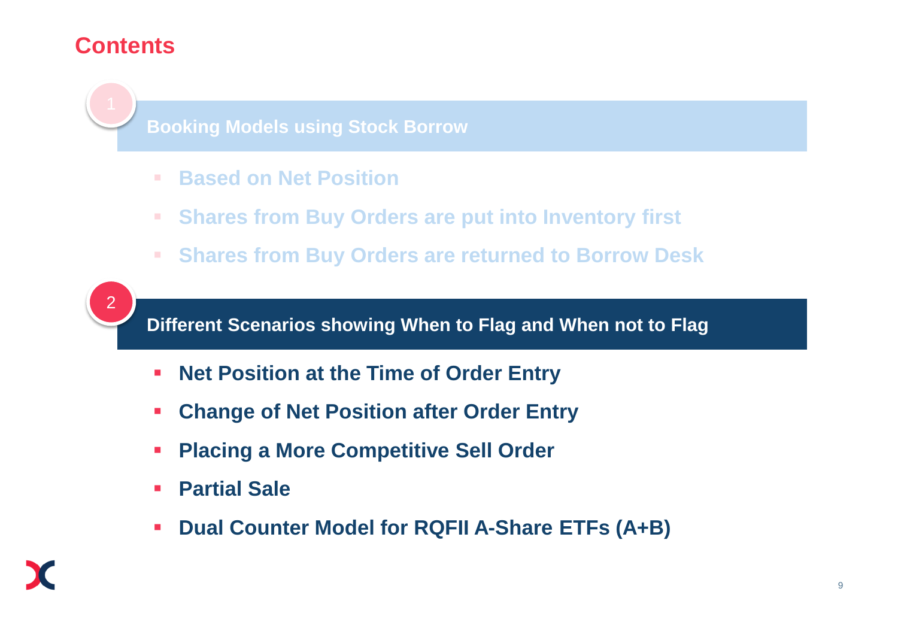# Contents

## 1 Booking Models using Stock Borrow

- Based on Net Position
- Shares from Buy Orders are put into Inventory first
- Shares from Buy Orders are returned to Borrow Desk

## 2 Different Scenarios showing When to Flag and When not to Flag

- Net Position at the Time of Order Entry
- Change of Net Position after Order Entry
- Placing a More Competitive Sell Order
- Partial Sale
- Dual Counter Model for RQFII A-Share ETFs (A+B)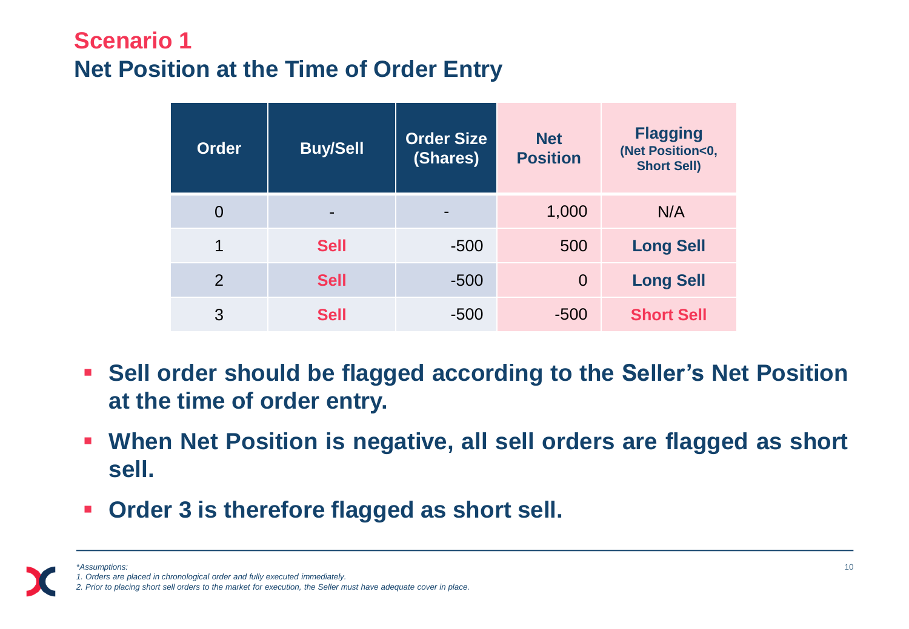## Scenario 1

## Net Position at the Time of Order Entry

| Order | Buy/Sell | Order Size (Shares) | Net Position | Flagging (Net Position<0, Short Sell) |
|---|---|---|---|---|
| 0 | - | - | 1,000 | N/A |
| 1 | **Sell** | -500 | 500 | **Long Sell** |
| 2 | **Sell** | -500 | 0 | **Long Sell** |
| 3 | **Sell** | -500 | -500 | **Short Sell** |

- **Sell order should be flagged according to the Seller's Net Position at the time of order entry.**
- **When Net Position is negative, all sell orders are flagged as short sell.**
- **Order 3 is therefore flagged as short sell.**

*\*Assumptions:*
*1. Orders are placed in chronological order and fully executed immediately.*
*2. Prior to placing short sell orders to the market for execution, the Seller must have adequate cover in place.*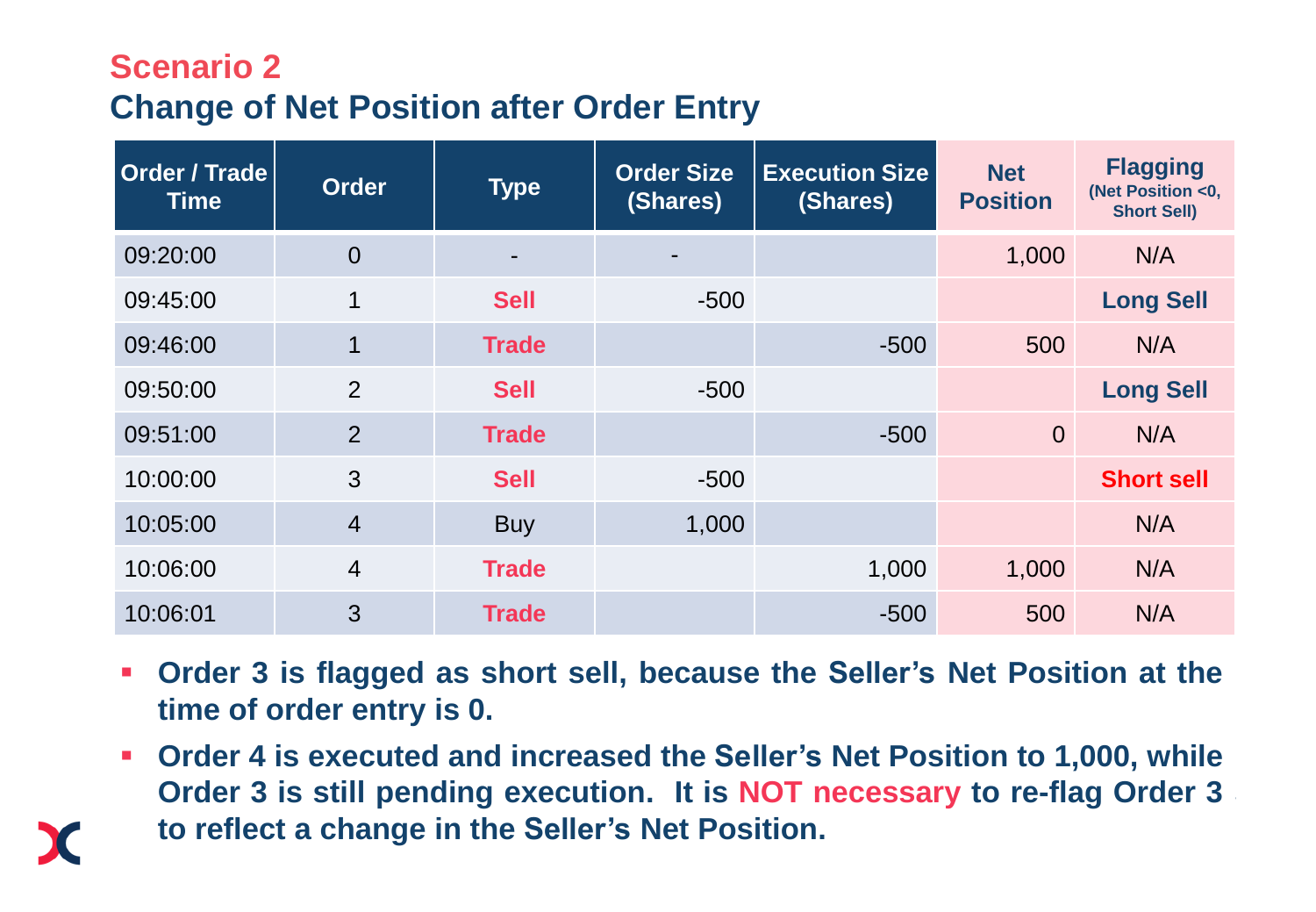## Scenario 2

### Change of Net Position after Order Entry

| Order / Trade Time | Order | Type | Order Size (Shares) | Execution Size (Shares) | Net Position | Flagging (Net Position <0, Short Sell) |
|---|---|---|---|---|---|---|
| 09:20:00 | 0 | - | - | | 1,000 | N/A |
| 09:45:00 | 1 | Sell | -500 | | | **Long Sell** |
| 09:46:00 | 1 | Trade | | -500 | 500 | N/A |
| 09:50:00 | 2 | Sell | -500 | | | **Long Sell** |
| 09:51:00 | 2 | Trade | | -500 | 0 | N/A |
| 10:00:00 | 3 | Sell | -500 | | | **Short sell** |
| 10:05:00 | 4 | Buy | 1,000 | | | N/A |
| 10:06:00 | 4 | Trade | | 1,000 | 1,000 | N/A |
| 10:06:01 | 3 | Trade | | -500 | 500 | N/A |

- **Order 3 is flagged as short sell, because the Seller's Net Position at the time of order entry is 0.**
- **Order 4 is executed and increased the Seller's Net Position to 1,000, while Order 3 is still pending execution. It is NOT necessary to re-flag Order 3 to reflect a change in the Seller's Net Position.**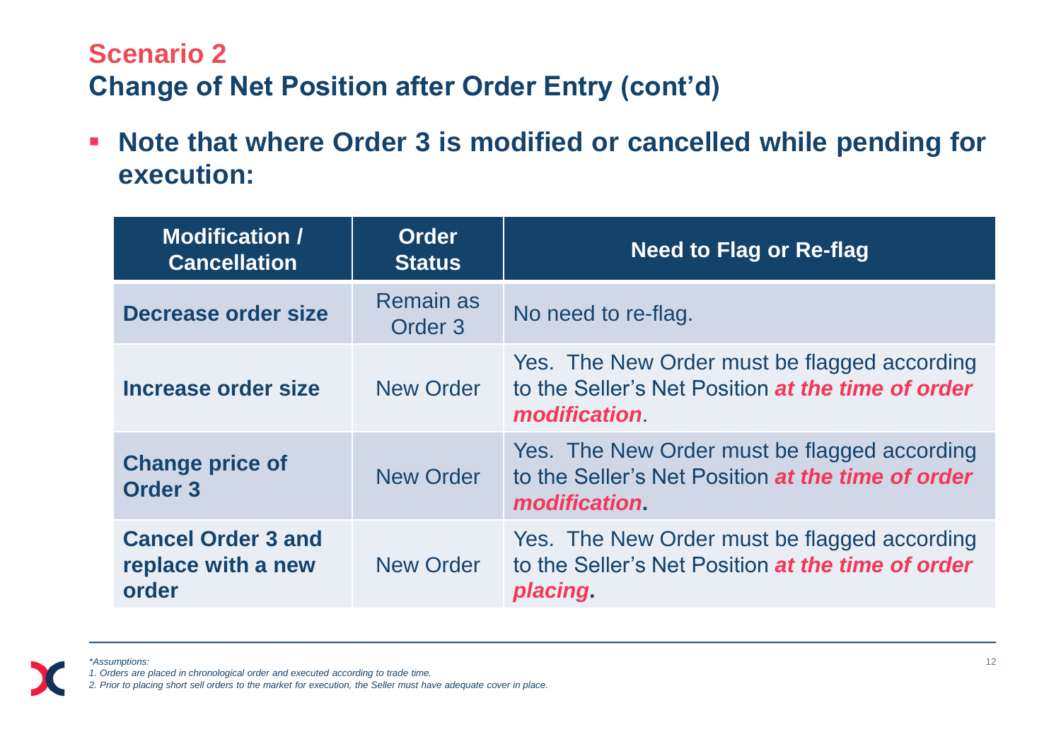## Scenario 2

## Change of Net Position after Order Entry (cont'd)

- **Note that where Order 3 is modified or cancelled while pending for execution:**

| Modification / Cancellation | Order Status | Need to Flag or Re-flag |
|---|---|---|
| **Decrease order size** | Remain as Order 3 | No need to re-flag. |
| **Increase order size** | New Order | Yes. The New Order must be flagged according to the Seller's Net Position ***at the time of order modification***. |
| **Change price of Order 3** | New Order | Yes. The New Order must be flagged according to the Seller's Net Position ***at the time of order modification*****.** |
| **Cancel Order 3 and replace with a new order** | New Order | Yes. The New Order must be flagged according to the Seller's Net Position ***at the time of order placing*****.** |

*\*Assumptions:*

*1. Orders are placed in chronological order and executed according to trade time.*

*2. Prior to placing short sell orders to the market for execution, the Seller must have adequate cover in place.*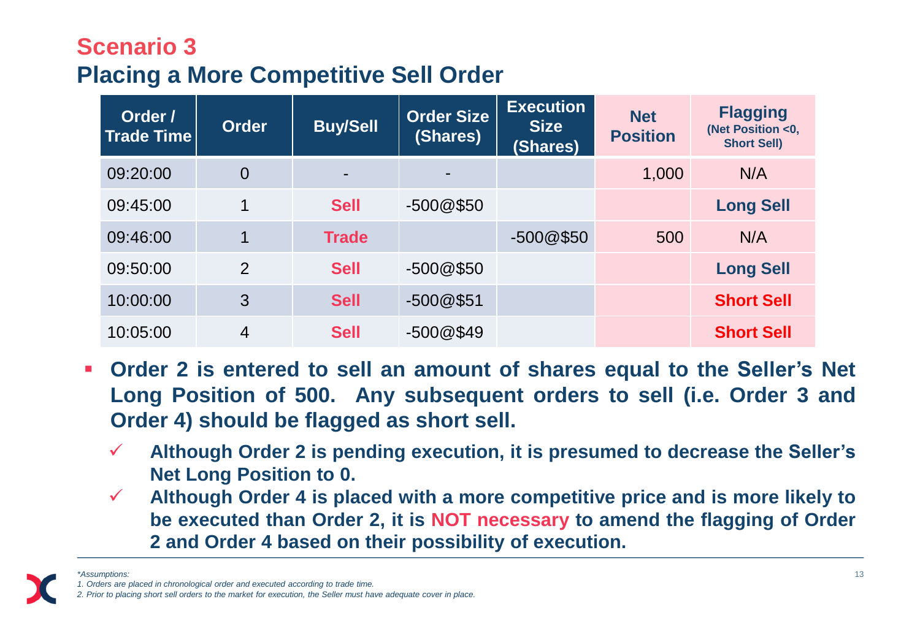# Scenario 3

## Placing a More Competitive Sell Order

| Order / Trade Time | Order | Buy/Sell | Order Size (Shares) | Execution Size (Shares) | Net Position | Flagging (Net Position <0, Short Sell) |
|---|---|---|---|---|---|---|
| 09:20:00 | 0 | - | - | | 1,000 | N/A |
| 09:45:00 | 1 | **Sell** | -500@$50 | | | **Long Sell** |
| 09:46:00 | 1 | **Trade** | | -500@$50 | 500 | N/A |
| 09:50:00 | 2 | **Sell** | -500@$50 | | | **Long Sell** |
| 10:00:00 | 3 | **Sell** | -500@$51 | | | **Short Sell** |
| 10:05:00 | 4 | **Sell** | -500@$49 | | | **Short Sell** |

- **Order 2 is entered to sell an amount of shares equal to the Seller's Net Long Position of 500. Any subsequent orders to sell (i.e. Order 3 and Order 4) should be flagged as short sell.**
  - ✓ **Although Order 2 is pending execution, it is presumed to decrease the Seller's Net Long Position to 0.**
  - ✓ **Although Order 4 is placed with a more competitive price and is more likely to be executed than Order 2, it is NOT necessary to amend the flagging of Order 2 and Order 4 based on their possibility of execution.**

*\*Assumptions:*

*1. Orders are placed in chronological order and executed according to trade time.*

*2. Prior to placing short sell orders to the market for execution, the Seller must have adequate cover in place.*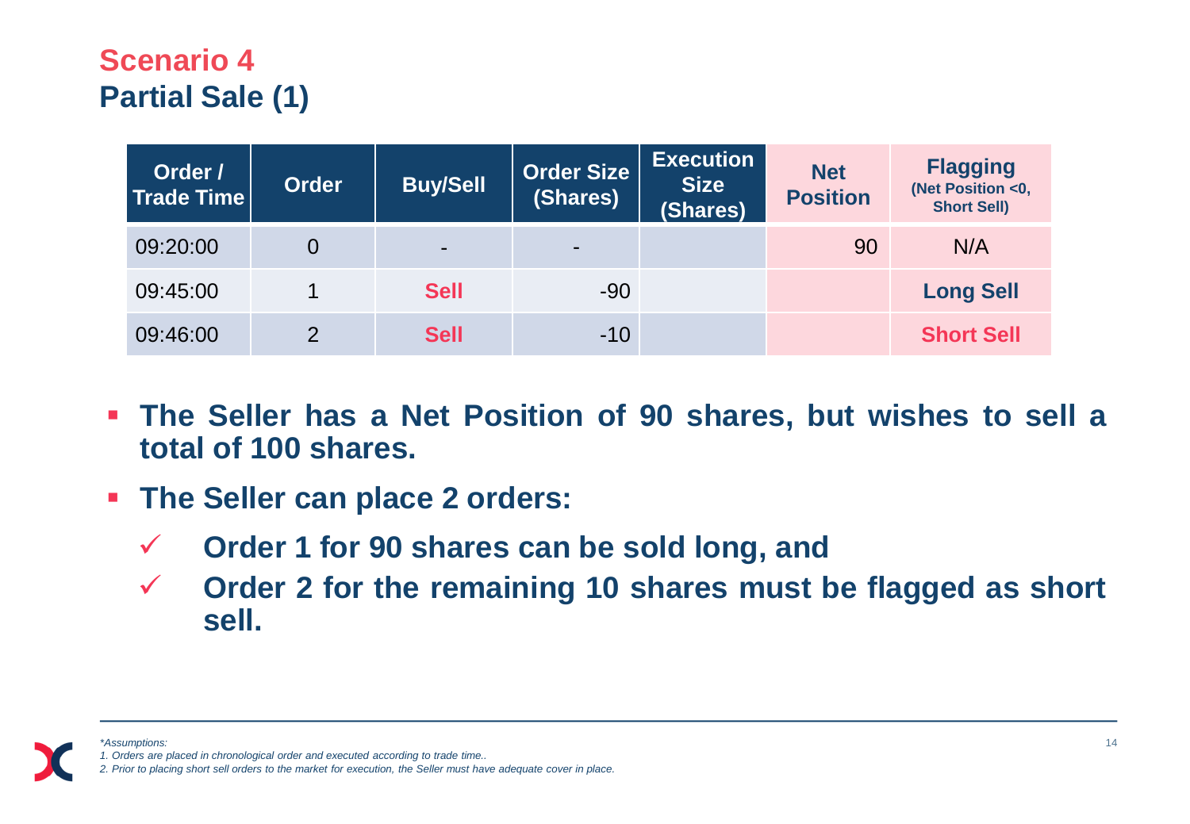# Scenario 4

## Partial Sale (1)

| Order / Trade Time | Order | Buy/Sell | Order Size (Shares) | Execution Size (Shares) | Net Position | Flagging (Net Position <0, Short Sell) |
|---|---|---|---|---|---|---|
| 09:20:00 | 0 | - | - | | 90 | N/A |
| 09:45:00 | 1 | **Sell** | -90 | | | **Long Sell** |
| 09:46:00 | 2 | **Sell** | -10 | | | **Short Sell** |

- **The Seller has a Net Position of 90 shares, but wishes to sell a total of 100 shares.**
- **The Seller can place 2 orders:**
  - ✓ **Order 1 for 90 shares can be sold long, and**
  - ✓ **Order 2 for the remaining 10 shares must be flagged as short sell.**

---

*\*Assumptions:*
*1. Orders are placed in chronological order and executed according to trade time..*
*2. Prior to placing short sell orders to the market for execution, the Seller must have adequate cover in place.*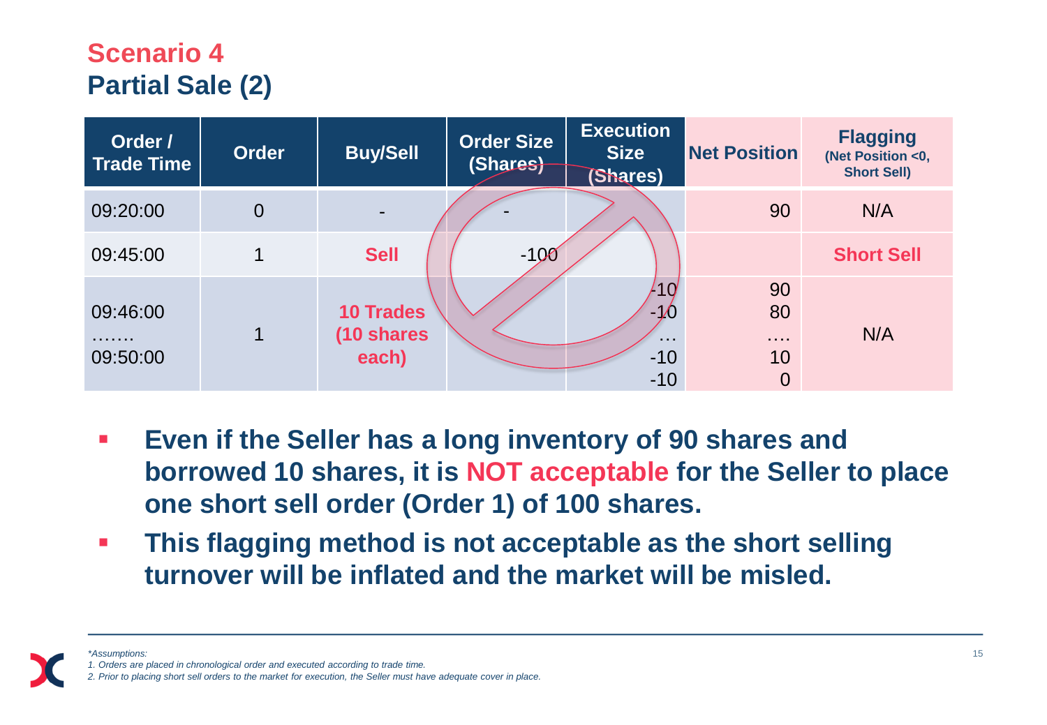## Scenario 4
## Partial Sale (2)

| Order / Trade Time | Order | Buy/Sell | Order Size (Shares) | Execution Size (Shares) | Net Position | Flagging (Net Position <0, Short Sell) |
|---|---|---|---|---|---|---|
| 09:20:00 | 0 | - | - | | 90 | N/A |
| 09:45:00 | 1 | **Sell** | -100 | | | **Short Sell** |
| 09:46:00 ……. 09:50:00 | 1 | **10 Trades (10 shares each)** | | -10 -10 … -10 -10 | 90 80 …. 10 0 | N/A |

- **Even if the Seller has a long inventory of 90 shares and borrowed 10 shares, it is NOT acceptable for the Seller to place one short sell order (Order 1) of 100 shares.**
- **This flagging method is not acceptable as the short selling turnover will be inflated and the market will be misled.**

*\*Assumptions:*

*1. Orders are placed in chronological order and executed according to trade time.*

*2. Prior to placing short sell orders to the market for execution, the Seller must have adequate cover in place.*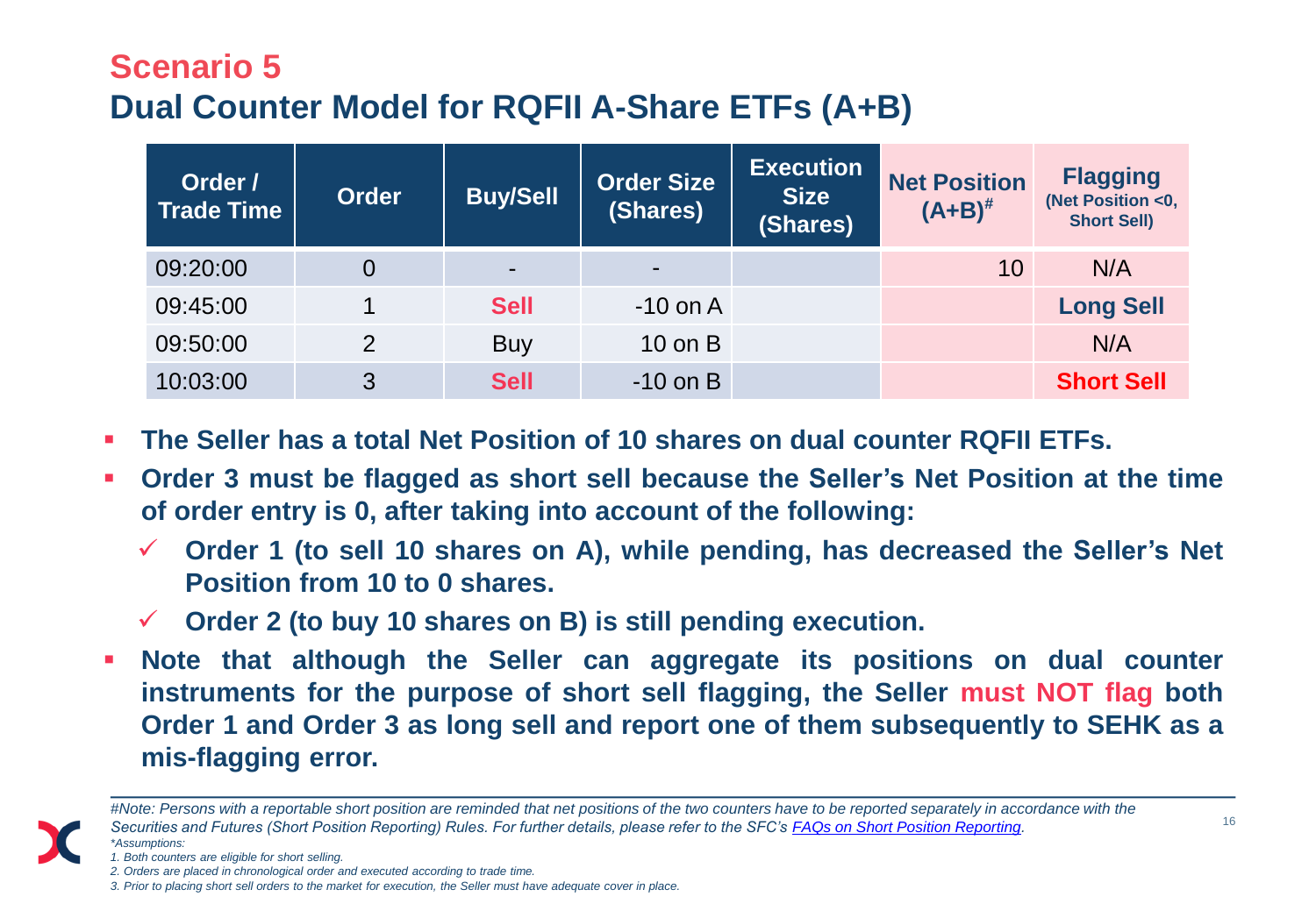## Scenario 5

# Dual Counter Model for RQFII A-Share ETFs (A+B)

| Order / Trade Time | Order | Buy/Sell | Order Size (Shares) | Execution Size (Shares) | Net Position (A+B)# | Flagging (Net Position <0, Short Sell) |
|---|---|---|---|---|---|---|
| 09:20:00 | 0 | - | - | | 10 | N/A |
| 09:45:00 | 1 | **Sell** | -10 on A | | | **Long Sell** |
| 09:50:00 | 2 | Buy | 10 on B | | | N/A |
| 10:03:00 | 3 | **Sell** | -10 on B | | | **Short Sell** |

- **The Seller has a total Net Position of 10 shares on dual counter RQFII ETFs.**
- **Order 3 must be flagged as short sell because the Seller's Net Position at the time of order entry is 0, after taking into account of the following:**
  - ✓ **Order 1 (to sell 10 shares on A), while pending, has decreased the Seller's Net Position from 10 to 0 shares.**
  - ✓ **Order 2 (to buy 10 shares on B) is still pending execution.**
- **Note that although the Seller can aggregate its positions on dual counter instruments for the purpose of short sell flagging, the Seller must NOT flag both Order 1 and Order 3 as long sell and report one of them subsequently to SEHK as a mis-flagging error.**

*#Note: Persons with a reportable short position are reminded that net positions of the two counters have to be reported separately in accordance with the Securities and Futures (Short Position Reporting) Rules. For further details, please refer to the SFC's FAQs on Short Position Reporting.*

*\*Assumptions:*

*1. Both counters are eligible for short selling.*

*2. Orders are placed in chronological order and executed according to trade time.*

*3. Prior to placing short sell orders to the market for execution, the Seller must have adequate cover in place.*